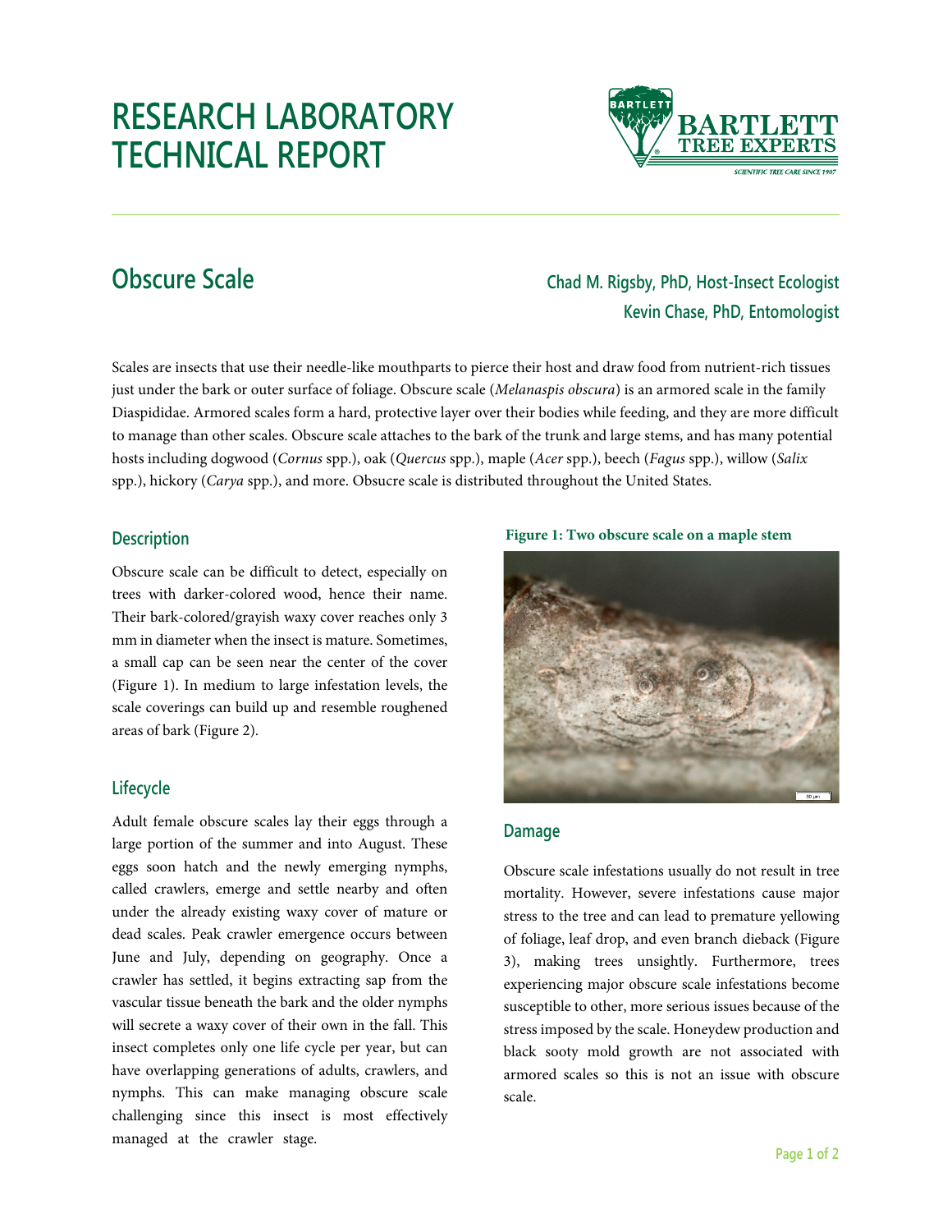# RESEARCH LABORATORY TECHNICAL REPORT

## Obscure Scale

**Chad M. Rigsby, PhD, Host-Insect Ecologist**
**Kevin Chase, PhD, Entomologist**

Scales are insects that use their needle-like mouthparts to pierce their host and draw food from nutrient-rich tissues just under the bark or outer surface of foliage. Obscure scale (*Melanaspis obscura*) is an armored scale in the family Diaspididae. Armored scales form a hard, protective layer over their bodies while feeding, and they are more difficult to manage than other scales. Obscure scale attaches to the bark of the trunk and large stems, and has many potential hosts including dogwood (*Cornus* spp.), oak (*Quercus* spp.), maple (*Acer* spp.), beech (*Fagus* spp.), willow (*Salix* spp.), hickory (*Carya* spp.), and more. Obsucre scale is distributed throughout the United States.

### Description

Obscure scale can be difficult to detect, especially on trees with darker-colored wood, hence their name. Their bark-colored/grayish waxy cover reaches only 3 mm in diameter when the insect is mature. Sometimes, a small cap can be seen near the center of the cover (Figure 1). In medium to large infestation levels, the scale coverings can build up and resemble roughened areas of bark (Figure 2).

### Lifecycle

Adult female obscure scales lay their eggs through a large portion of the summer and into August. These eggs soon hatch and the newly emerging nymphs, called crawlers, emerge and settle nearby and often under the already existing waxy cover of mature or dead scales. Peak crawler emergence occurs between June and July, depending on geography. Once a crawler has settled, it begins extracting sap from the vascular tissue beneath the bark and the older nymphs will secrete a waxy cover of their own in the fall. This insect completes only one life cycle per year, but can have overlapping generations of adults, crawlers, and nymphs. This can make managing obscure scale challenging since this insect is most effectively managed at the crawler stage.

**Figure 1: Two obscure scale on a maple stem**

### Damage

Obscure scale infestations usually do not result in tree mortality. However, severe infestations cause major stress to the tree and can lead to premature yellowing of foliage, leaf drop, and even branch dieback (Figure 3), making trees unsightly. Furthermore, trees experiencing major obscure scale infestations become susceptible to other, more serious issues because of the stress imposed by the scale. Honeydew production and black sooty mold growth are not associated with armored scales so this is not an issue with obscure scale.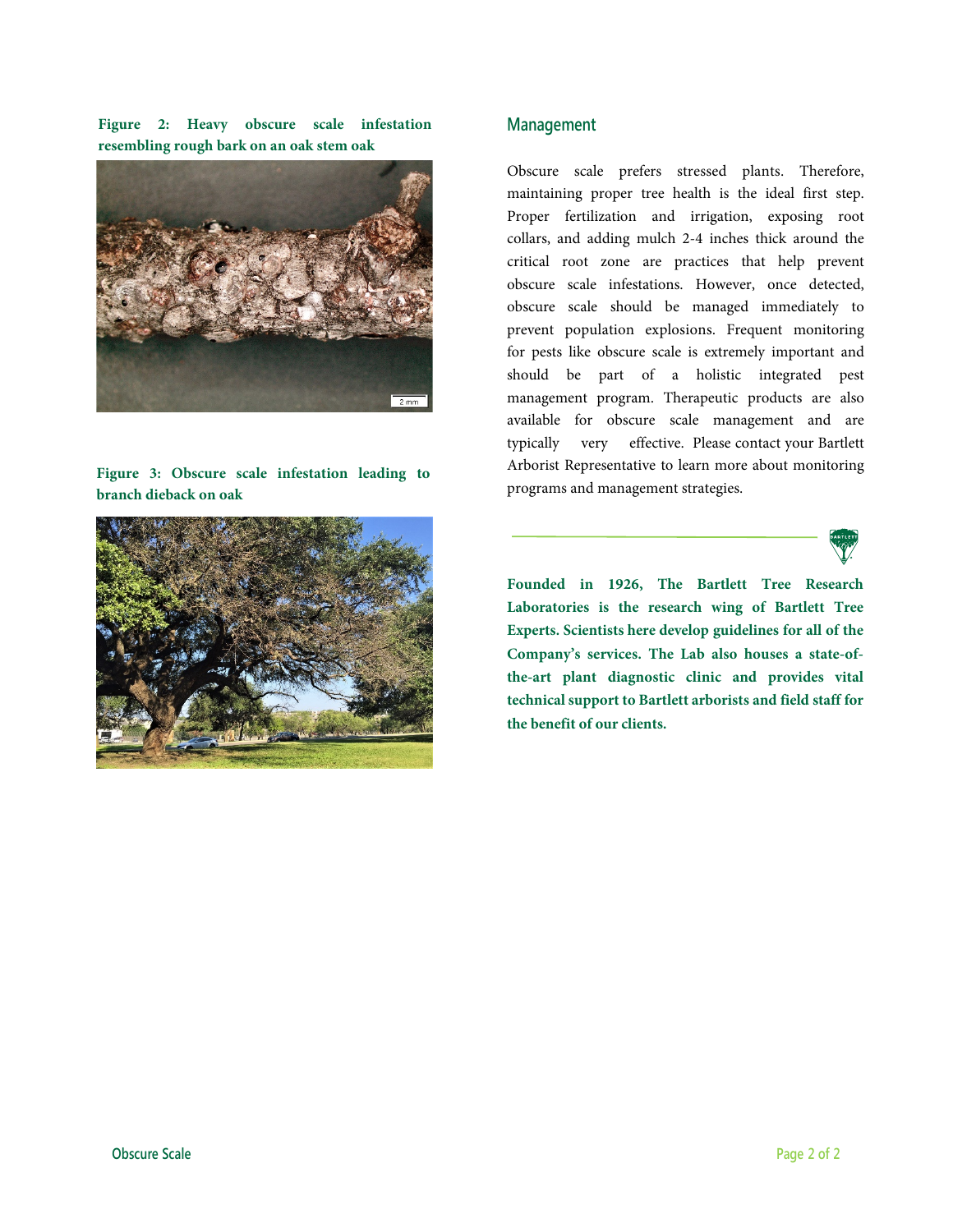**Figure 2: Heavy obscure scale infestation resembling rough bark on an oak stem oak**

**Figure 3: Obscure scale infestation leading to branch dieback on oak**

## Management

Obscure scale prefers stressed plants. Therefore, maintaining proper tree health is the ideal first step. Proper fertilization and irrigation, exposing root collars, and adding mulch 2-4 inches thick around the critical root zone are practices that help prevent obscure scale infestations. However, once detected, obscure scale should be managed immediately to prevent population explosions. Frequent monitoring for pests like obscure scale is extremely important and should be part of a holistic integrated pest management program. Therapeutic products are also available for obscure scale management and are typically very effective. Please contact your Bartlett Arborist Representative to learn more about monitoring programs and management strategies.

**Founded in 1926, The Bartlett Tree Research Laboratories is the research wing of Bartlett Tree Experts. Scientists here develop guidelines for all of the Company's services. The Lab also houses a state-of-the-art plant diagnostic clinic and provides vital technical support to Bartlett arborists and field staff for the benefit of our clients.**